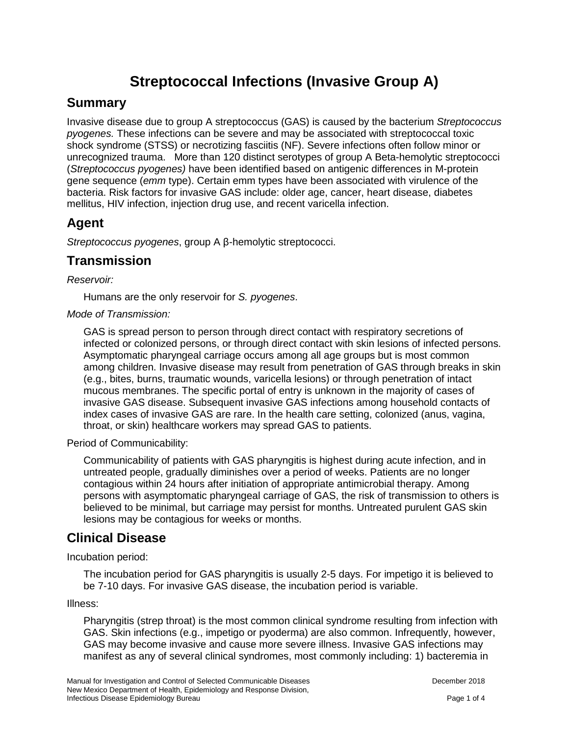# Streptococcal Infections (Invasive Group A)

## Summary

Invasive disease due to group A streptococcus (GAS) is caused by the bacterium *Streptococcus pyogenes.* These infections can be severe and may be associated with streptococcal toxic shock syndrome (STSS) or necrotizing fasciitis (NF). Severe infections often follow minor or unrecognized trauma. More than 120 distinct serotypes of group A Beta-hemolytic streptococci (*Streptococcus pyogenes)* have been identified based on antigenic differences in M-protein gene sequence (*emm* type). Certain emm types have been associated with virulence of the bacteria. Risk factors for invasive GAS include: older age, cancer, heart disease, diabetes mellitus, HIV infection, injection drug use, and recent varicella infection.

## Agent

*Streptococcus pyogenes*, group A β-hemolytic streptococci.

## Transmission

*Reservoir:*

Humans are the only reservoir for *S. pyogenes*.

*Mode of Transmission:*

GAS is spread person to person through direct contact with respiratory secretions of infected or colonized persons, or through direct contact with skin lesions of infected persons. Asymptomatic pharyngeal carriage occurs among all age groups but is most common among children. Invasive disease may result from penetration of GAS through breaks in skin (e.g., bites, burns, traumatic wounds, varicella lesions) or through penetration of intact mucous membranes. The specific portal of entry is unknown in the majority of cases of invasive GAS disease. Subsequent invasive GAS infections among household contacts of index cases of invasive GAS are rare. In the health care setting, colonized (anus, vagina, throat, or skin) healthcare workers may spread GAS to patients.

Period of Communicability:

Communicability of patients with GAS pharyngitis is highest during acute infection, and in untreated people, gradually diminishes over a period of weeks. Patients are no longer contagious within 24 hours after initiation of appropriate antimicrobial therapy. Among persons with asymptomatic pharyngeal carriage of GAS, the risk of transmission to others is believed to be minimal, but carriage may persist for months. Untreated purulent GAS skin lesions may be contagious for weeks or months.

## Clinical Disease

Incubation period:

The incubation period for GAS pharyngitis is usually 2-5 days. For impetigo it is believed to be 7-10 days. For invasive GAS disease, the incubation period is variable.

Illness:

Pharyngitis (strep throat) is the most common clinical syndrome resulting from infection with GAS. Skin infections (e.g., impetigo or pyoderma) are also common. Infrequently, however, GAS may become invasive and cause more severe illness. Invasive GAS infections may manifest as any of several clinical syndromes, most commonly including: 1) bacteremia in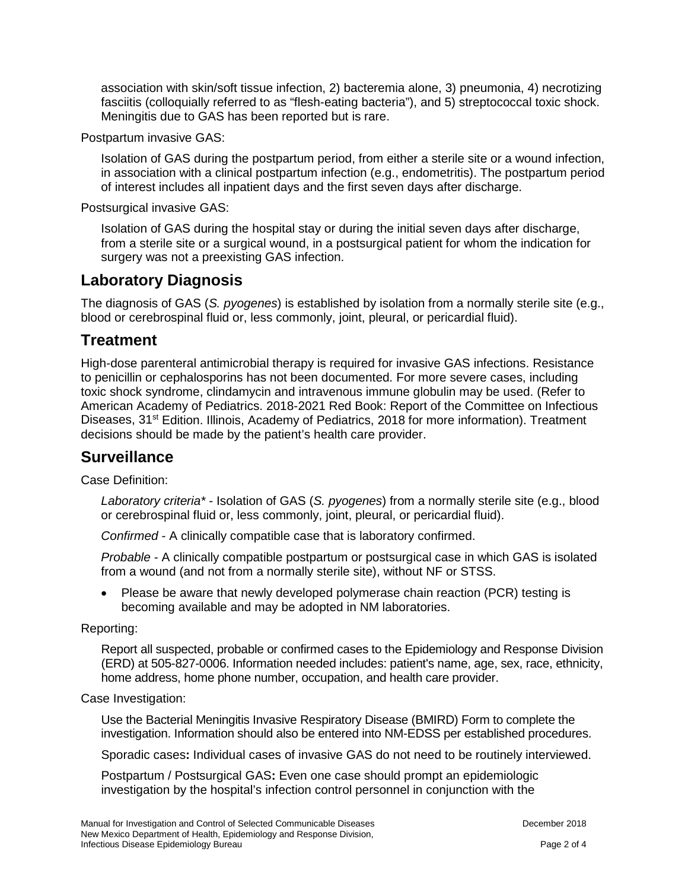association with skin/soft tissue infection, 2) bacteremia alone, 3) pneumonia, 4) necrotizing fasciitis (colloquially referred to as "flesh-eating bacteria"), and 5) streptococcal toxic shock. Meningitis due to GAS has been reported but is rare.

Postpartum invasive GAS:

Isolation of GAS during the postpartum period, from either a sterile site or a wound infection, in association with a clinical postpartum infection (e.g., endometritis). The postpartum period of interest includes all inpatient days and the first seven days after discharge.

Postsurgical invasive GAS:

Isolation of GAS during the hospital stay or during the initial seven days after discharge, from a sterile site or a surgical wound, in a postsurgical patient for whom the indication for surgery was not a preexisting GAS infection.

## Laboratory Diagnosis

The diagnosis of GAS (*S. pyogenes*) is established by isolation from a normally sterile site (e.g., blood or cerebrospinal fluid or, less commonly, joint, pleural, or pericardial fluid).

## Treatment

High-dose parenteral antimicrobial therapy is required for invasive GAS infections. Resistance to penicillin or cephalosporins has not been documented. For more severe cases, including toxic shock syndrome, clindamycin and intravenous immune globulin may be used. (Refer to American Academy of Pediatrics. 2018-2021 Red Book: Report of the Committee on Infectious Diseases, 31st Edition. Illinois, Academy of Pediatrics, 2018 for more information). Treatment decisions should be made by the patient's health care provider.

## Surveillance

Case Definition:

*Laboratory criteria** - Isolation of GAS (*S. pyogenes*) from a normally sterile site (e.g., blood or cerebrospinal fluid or, less commonly, joint, pleural, or pericardial fluid).

*Confirmed* - A clinically compatible case that is laboratory confirmed.

*Probable* - A clinically compatible postpartum or postsurgical case in which GAS is isolated from a wound (and not from a normally sterile site), without NF or STSS.

- Please be aware that newly developed polymerase chain reaction (PCR) testing is becoming available and may be adopted in NM laboratories.

Reporting:

Report all suspected, probable or confirmed cases to the Epidemiology and Response Division (ERD) at 505-827-0006. Information needed includes: patient's name, age, sex, race, ethnicity, home address, home phone number, occupation, and health care provider.

Case Investigation:

Use the Bacterial Meningitis Invasive Respiratory Disease (BMIRD) Form to complete the investigation. Information should also be entered into NM-EDSS per established procedures.

Sporadic cases**:** Individual cases of invasive GAS do not need to be routinely interviewed.

Postpartum / Postsurgical GAS**:** Even one case should prompt an epidemiologic investigation by the hospital's infection control personnel in conjunction with the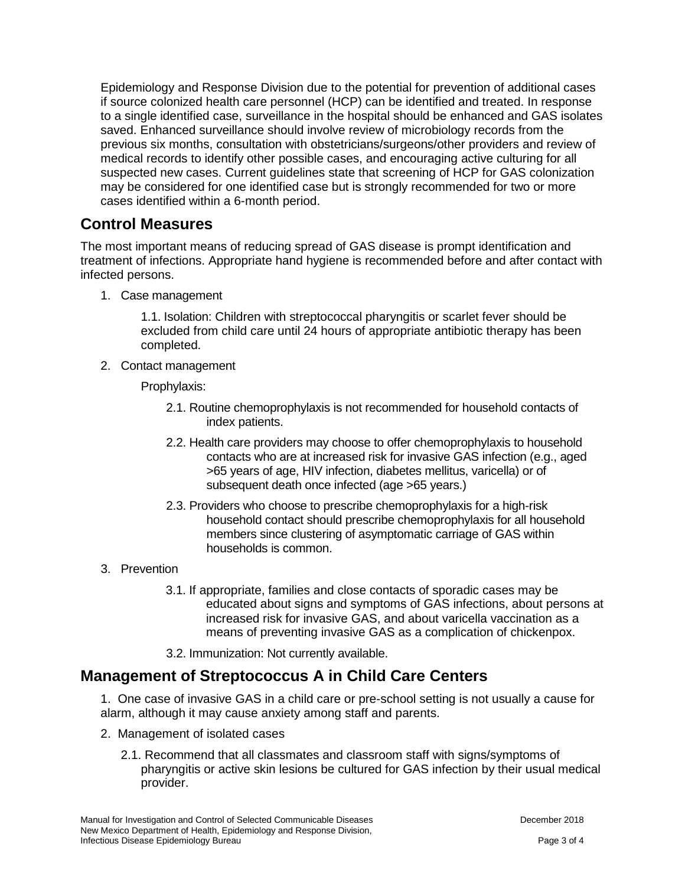Epidemiology and Response Division due to the potential for prevention of additional cases if source colonized health care personnel (HCP) can be identified and treated. In response to a single identified case, surveillance in the hospital should be enhanced and GAS isolates saved. Enhanced surveillance should involve review of microbiology records from the previous six months, consultation with obstetricians/surgeons/other providers and review of medical records to identify other possible cases, and encouraging active culturing for all suspected new cases. Current guidelines state that screening of HCP for GAS colonization may be considered for one identified case but is strongly recommended for two or more cases identified within a 6-month period.

## Control Measures

The most important means of reducing spread of GAS disease is prompt identification and treatment of infections. Appropriate hand hygiene is recommended before and after contact with infected persons.

1. Case management

    1.1. Isolation: Children with streptococcal pharyngitis or scarlet fever should be excluded from child care until 24 hours of appropriate antibiotic therapy has been completed.

2. Contact management

    Prophylaxis:

    2.1. Routine chemoprophylaxis is not recommended for household contacts of index patients.

    2.2. Health care providers may choose to offer chemoprophylaxis to household contacts who are at increased risk for invasive GAS infection (e.g., aged >65 years of age, HIV infection, diabetes mellitus, varicella) or of subsequent death once infected (age >65 years.)

    2.3. Providers who choose to prescribe chemoprophylaxis for a high-risk household contact should prescribe chemoprophylaxis for all household members since clustering of asymptomatic carriage of GAS within households is common.

3. Prevention

    3.1. If appropriate, families and close contacts of sporadic cases may be educated about signs and symptoms of GAS infections, about persons at increased risk for invasive GAS, and about varicella vaccination as a means of preventing invasive GAS as a complication of chickenpox.

    3.2. Immunization: Not currently available.

## Management of Streptococcus A in Child Care Centers

1. One case of invasive GAS in a child care or pre-school setting is not usually a cause for alarm, although it may cause anxiety among staff and parents.

2. Management of isolated cases

    2.1. Recommend that all classmates and classroom staff with signs/symptoms of pharyngitis or active skin lesions be cultured for GAS infection by their usual medical provider.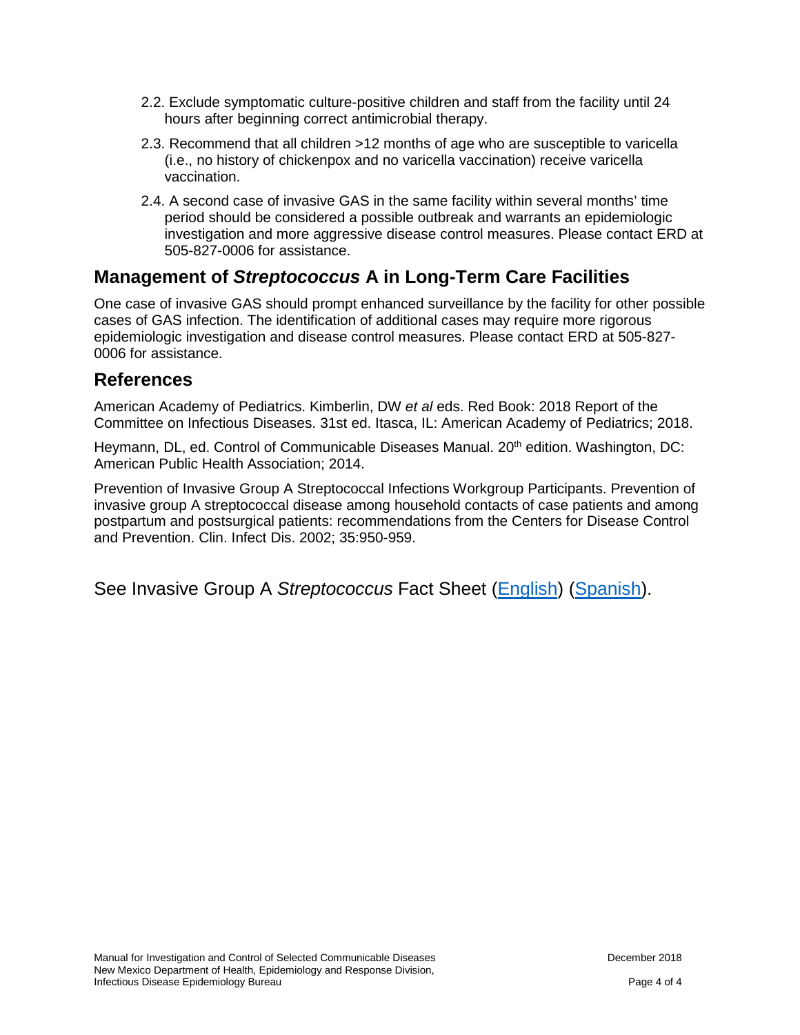2.2. Exclude symptomatic culture-positive children and staff from the facility until 24 hours after beginning correct antimicrobial therapy.

2.3. Recommend that all children >12 months of age who are susceptible to varicella (i.e., no history of chickenpox and no varicella vaccination) receive varicella vaccination.

2.4. A second case of invasive GAS in the same facility within several months' time period should be considered a possible outbreak and warrants an epidemiologic investigation and more aggressive disease control measures. Please contact ERD at 505-827-0006 for assistance.

## Management of *Streptococcus* A in Long-Term Care Facilities

One case of invasive GAS should prompt enhanced surveillance by the facility for other possible cases of GAS infection. The identification of additional cases may require more rigorous epidemiologic investigation and disease control measures. Please contact ERD at 505-827-0006 for assistance.

## References

American Academy of Pediatrics. Kimberlin, DW *et al* eds. Red Book: 2018 Report of the Committee on Infectious Diseases. 31st ed. Itasca, IL: American Academy of Pediatrics; 2018.

Heymann, DL, ed. Control of Communicable Diseases Manual. 20th edition. Washington, DC: American Public Health Association; 2014.

Prevention of Invasive Group A Streptococcal Infections Workgroup Participants. Prevention of invasive group A streptococcal disease among household contacts of case patients and among postpartum and postsurgical patients: recommendations from the Centers for Disease Control and Prevention. Clin. Infect Dis. 2002; 35:950-959.

See Invasive Group A *Streptococcus* Fact Sheet (English) (Spanish).